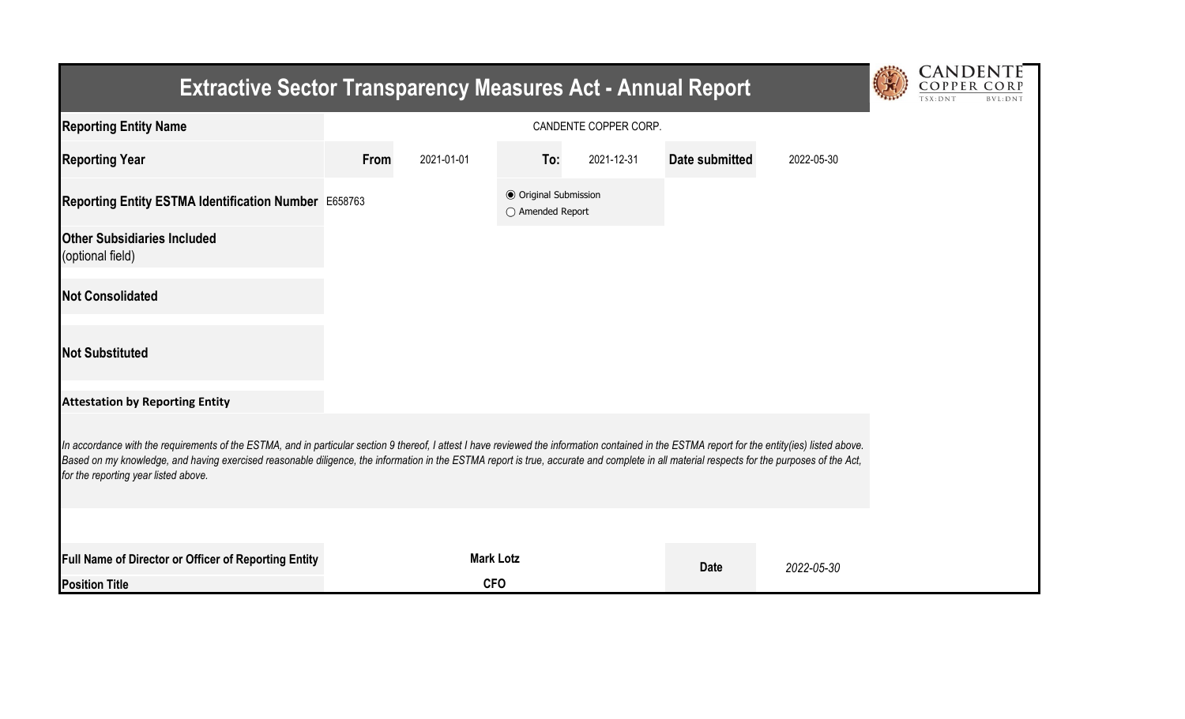# Extractive Sector Transparency Measures Act - Annual Report

| | | | | | | |
|---|---|---|---|---|---|---|
| **Reporting Entity Name** | CANDENTE COPPER CORP. | | | | | |
| **Reporting Year** | **From** | 2021-01-01 | **To:** | 2021-12-31 | **Date submitted** | 2022-05-30 |
| **Reporting Entity ESTMA Identification Number** | E658763 | | ◉ Original Submission<br>○ Amended Report | | | |
| **Other Subsidiaries Included** (optional field) | | | | | | |
| **Not Consolidated** | | | | | | |
| **Not Substituted** | | | | | | |

**Attestation by Reporting Entity**

*In accordance with the requirements of the ESTMA, and in particular section 9 thereof, I attest I have reviewed the information contained in the ESTMA report for the entity(ies) listed above. Based on my knowledge, and having exercised reasonable diligence, the information in the ESTMA report is true, accurate and complete in all material respects for the purposes of the Act, for the reporting year listed above.*

| | | | |
|---|---|---|---|
| **Full Name of Director or Officer of Reporting Entity** | **Mark Lotz** | **Date** | *2022-05-30* |
| **Position Title** | **CFO** | | |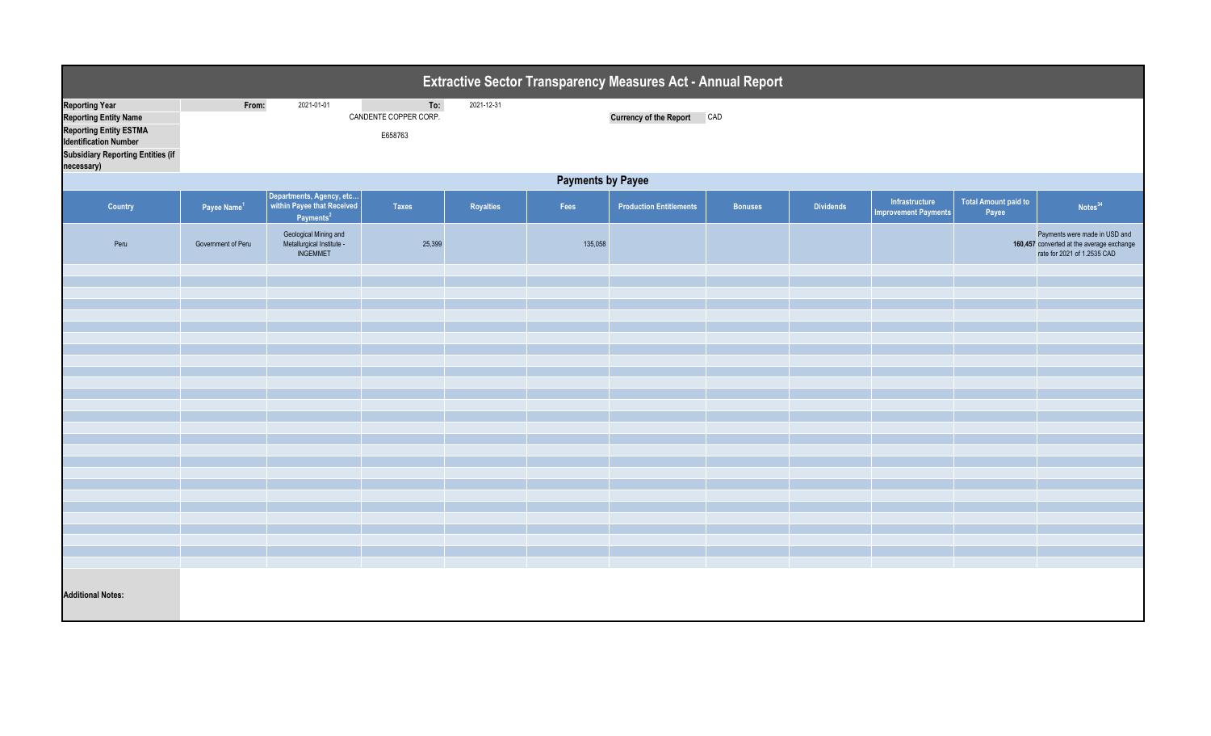# Extractive Sector Transparency Measures Act - Annual Report

| | | | | |
|---|---|---|---|---|
| **Reporting Year** | From: | 2021-01-01 | To: | 2021-12-31 |
| **Reporting Entity Name** | CANDENTE COPPER CORP. | | **Currency of the Report** | CAD |
| **Reporting Entity ESTMA Identification Number** | E658763 | | | |
| **Subsidiary Reporting Entities (if necessary)** | | | | |

## Payments by Payee

| Country | Payee Name[1] | Departments, Agency, etc... within Payee that Received Payments[2] | Taxes | Royalties | Fees | Production Entitlements | Bonuses | Dividends | Infrastructure Improvement Payments | Total Amount paid to Payee | Notes[34] |
|---|---|---|---|---|---|---|---|---|---|---|---|
| Peru | Government of Peru | Geological Mining and Metallurgical Institute - INGEMMET | 25,399 | | 135,058 | | | | | 160,457 | Payments were made in USD and converted at the average exchange rate for 2021 of 1.2535 CAD |

**Additional Notes:**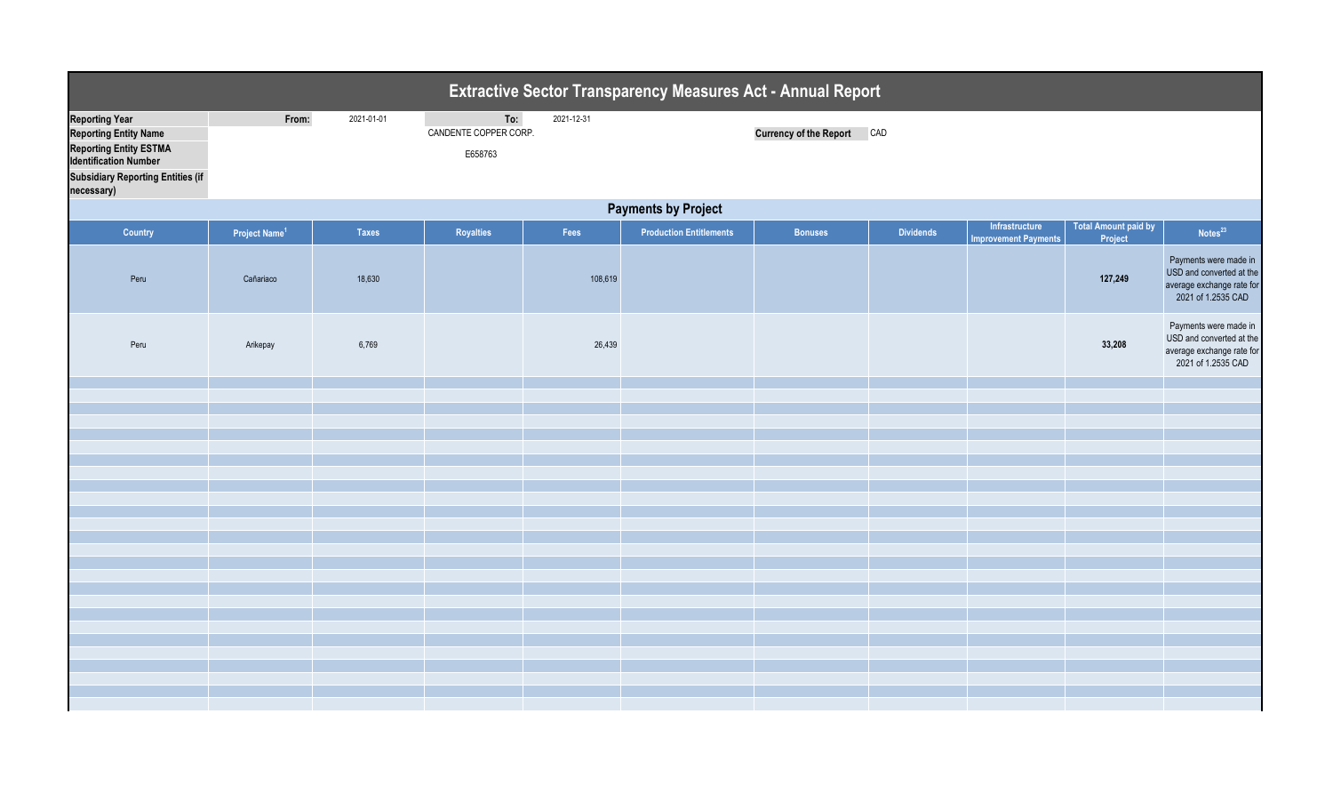# Extractive Sector Transparency Measures Act - Annual Report

| | | | | |
|---|---|---|---|---|
| **Reporting Year** | **From:** 2021-01-01 | **To:** 2021-12-31 | | |
| **Reporting Entity Name** | | CANDENTE COPPER CORP. | **Currency of the Report** | CAD |
| **Reporting Entity ESTMA Identification Number** | | E658763 | | |
| **Subsidiary Reporting Entities (if necessary)** | | | | |

## Payments by Project

| Country | Project Name[1] | Taxes | Royalties | Fees | Production Entitlements | Bonuses | Dividends | Infrastructure Improvement Payments | Total Amount paid by Project | Notes[23] |
|---|---|---|---|---|---|---|---|---|---|---|
| Peru | Cañariaco | 18,630 | | 108,619 | | | | | **127,249** | Payments were made in USD and converted at the average exchange rate for 2021 of 1.2535 CAD |
| Peru | Arikepay | 6,769 | | 26,439 | | | | | **33,208** | Payments were made in USD and converted at the average exchange rate for 2021 of 1.2535 CAD |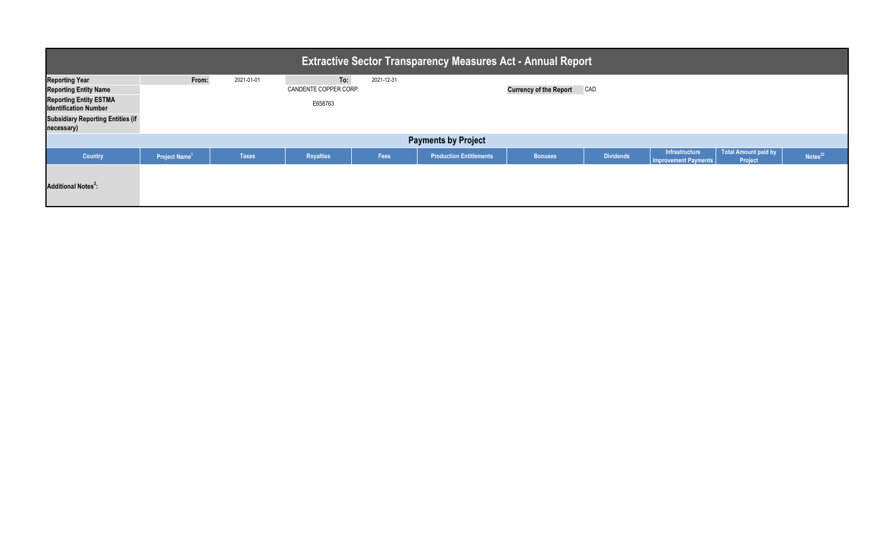# Extractive Sector Transparency Measures Act - Annual Report

| | | | | | |
|---|---|---|---|---|---|
| **Reporting Year** | **From:** | 2021-01-01 | **To:** | 2021-12-31 | |
| **Reporting Entity Name** | | CANDENTE COPPER CORP. | | **Currency of the Report** | CAD |
| **Reporting Entity ESTMA Identification Number** | | E658763 | | | |
| **Subsidiary Reporting Entities (if necessary)** | | | | | |

## Payments by Project

| Country | Project Name[1] | Taxes | Royalties | Fees | Production Entitlements | Bonuses | Dividends | Infrastructure Improvement Payments | Total Amount paid by Project | Notes[23] |
|---|---|---|---|---|---|---|---|---|---|---|
| **Additional Notes[3]:** | | | | | | | | | | |